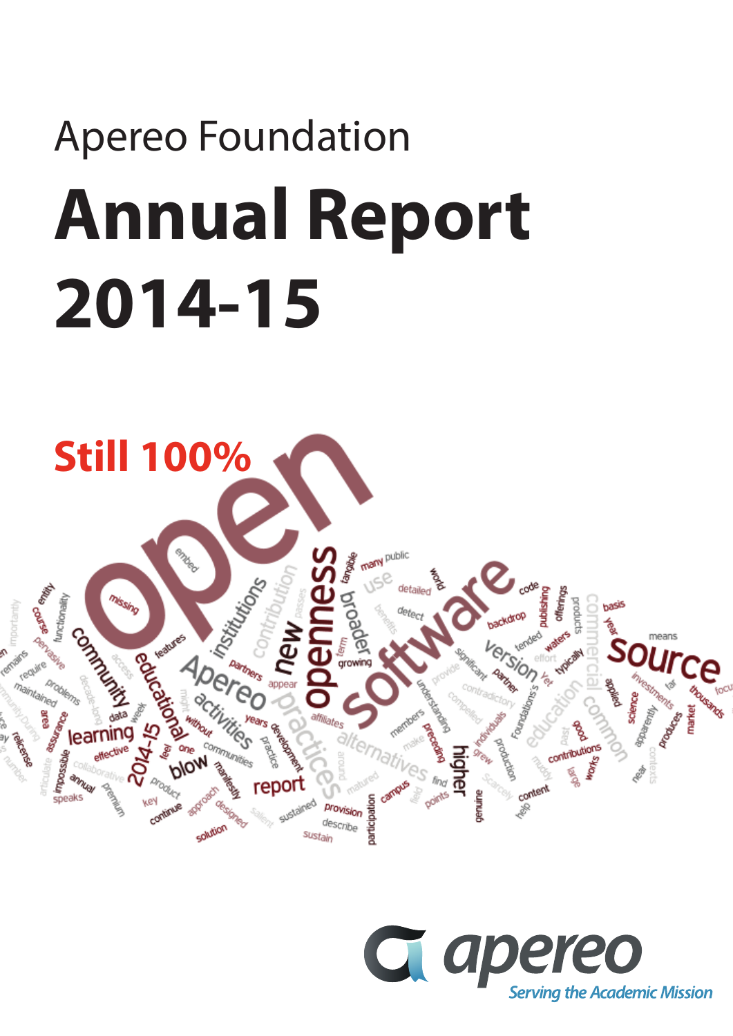Apereo Foundation

# Annual Report 2014-15

**Still 100%**

apereo

*Serving the Academic Mission*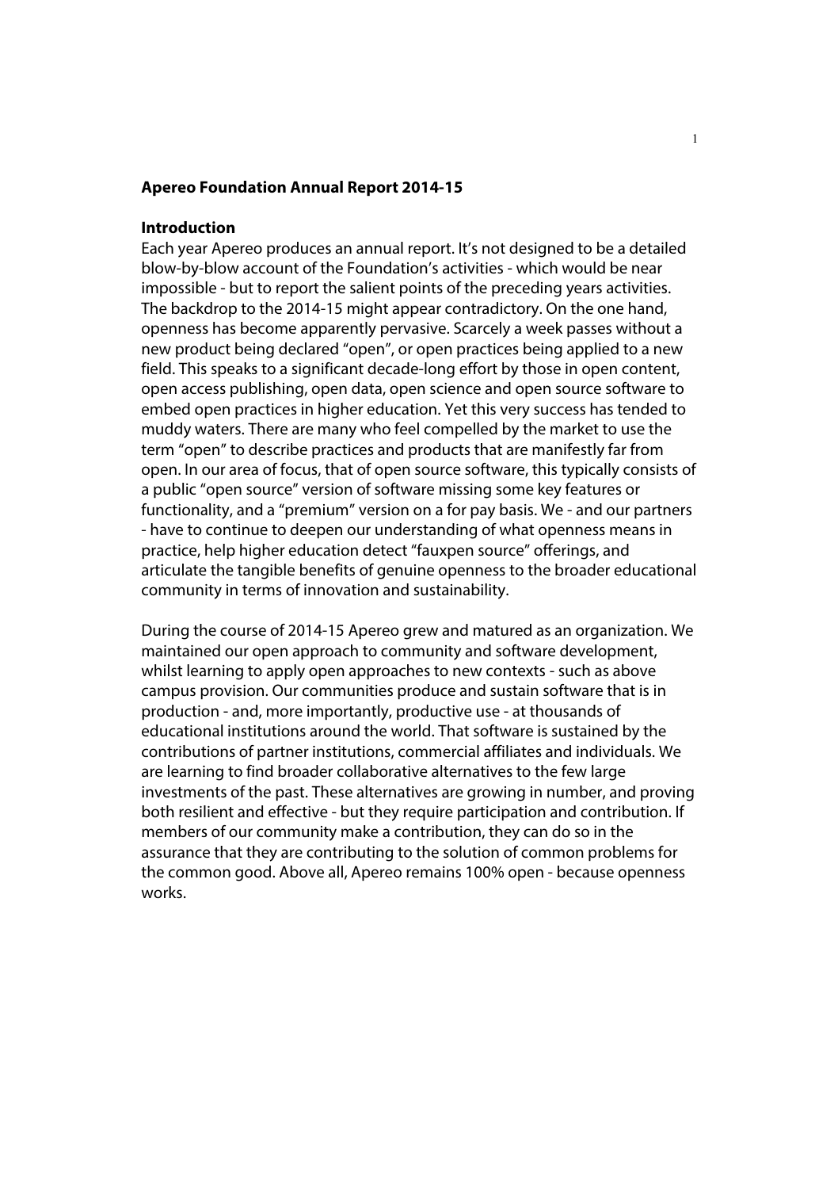**Apereo Foundation Annual Report 2014-15**

**Introduction**

Each year Apereo produces an annual report. It's not designed to be a detailed blow-by-blow account of the Foundation's activities - which would be near impossible - but to report the salient points of the preceding years activities. The backdrop to the 2014-15 might appear contradictory. On the one hand, openness has become apparently pervasive. Scarcely a week passes without a new product being declared "open", or open practices being applied to a new field. This speaks to a significant decade-long effort by those in open content, open access publishing, open data, open science and open source software to embed open practices in higher education. Yet this very success has tended to muddy waters. There are many who feel compelled by the market to use the term "open" to describe practices and products that are manifestly far from open. In our area of focus, that of open source software, this typically consists of a public "open source" version of software missing some key features or functionality, and a "premium" version on a for pay basis. We - and our partners - have to continue to deepen our understanding of what openness means in practice, help higher education detect "fauxpen source" offerings, and articulate the tangible benefits of genuine openness to the broader educational community in terms of innovation and sustainability.

During the course of 2014-15 Apereo grew and matured as an organization. We maintained our open approach to community and software development, whilst learning to apply open approaches to new contexts - such as above campus provision. Our communities produce and sustain software that is in production - and, more importantly, productive use - at thousands of educational institutions around the world. That software is sustained by the contributions of partner institutions, commercial affiliates and individuals. We are learning to find broader collaborative alternatives to the few large investments of the past. These alternatives are growing in number, and proving both resilient and effective - but they require participation and contribution. If members of our community make a contribution, they can do so in the assurance that they are contributing to the solution of common problems for the common good. Above all, Apereo remains 100% open - because openness works.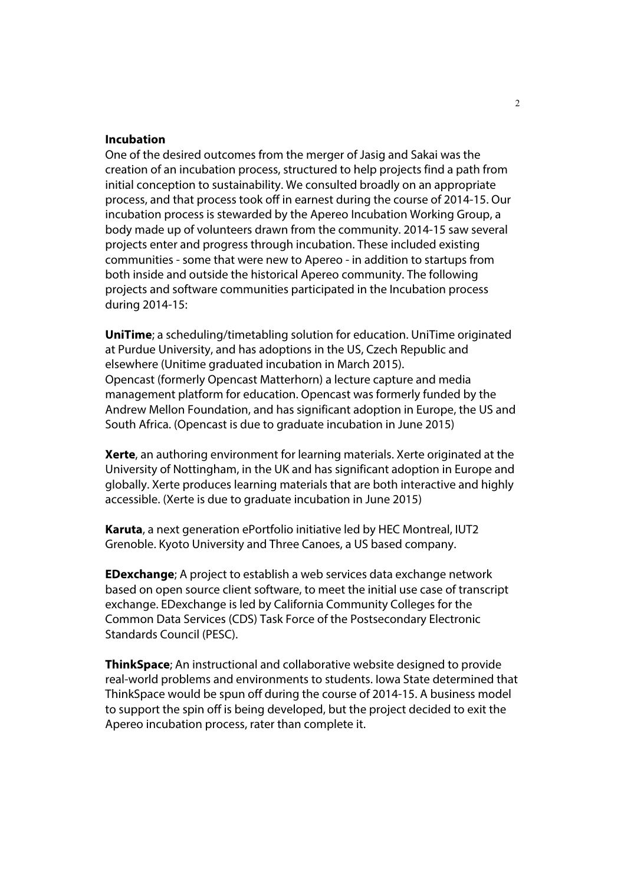**Incubation**

One of the desired outcomes from the merger of Jasig and Sakai was the creation of an incubation process, structured to help projects find a path from initial conception to sustainability. We consulted broadly on an appropriate process, and that process took off in earnest during the course of 2014-15. Our incubation process is stewarded by the Apereo Incubation Working Group, a body made up of volunteers drawn from the community. 2014-15 saw several projects enter and progress through incubation. These included existing communities - some that were new to Apereo - in addition to startups from both inside and outside the historical Apereo community. The following projects and software communities participated in the Incubation process during 2014-15:

**UniTime**; a scheduling/timetabling solution for education. UniTime originated at Purdue University, and has adoptions in the US, Czech Republic and elsewhere (Unitime graduated incubation in March 2015).
Opencast (formerly Opencast Matterhorn) a lecture capture and media management platform for education. Opencast was formerly funded by the Andrew Mellon Foundation, and has significant adoption in Europe, the US and South Africa. (Opencast is due to graduate incubation in June 2015)

**Xerte**, an authoring environment for learning materials. Xerte originated at the University of Nottingham, in the UK and has significant adoption in Europe and globally. Xerte produces learning materials that are both interactive and highly accessible. (Xerte is due to graduate incubation in June 2015)

**Karuta**, a next generation ePortfolio initiative led by HEC Montreal, IUT2 Grenoble. Kyoto University and Three Canoes, a US based company.

**EDexchange**; A project to establish a web services data exchange network based on open source client software, to meet the initial use case of transcript exchange. EDexchange is led by California Community Colleges for the Common Data Services (CDS) Task Force of the Postsecondary Electronic Standards Council (PESC).

**ThinkSpace**; An instructional and collaborative website designed to provide real-world problems and environments to students. Iowa State determined that ThinkSpace would be spun off during the course of 2014-15. A business model to support the spin off is being developed, but the project decided to exit the Apereo incubation process, rater than complete it.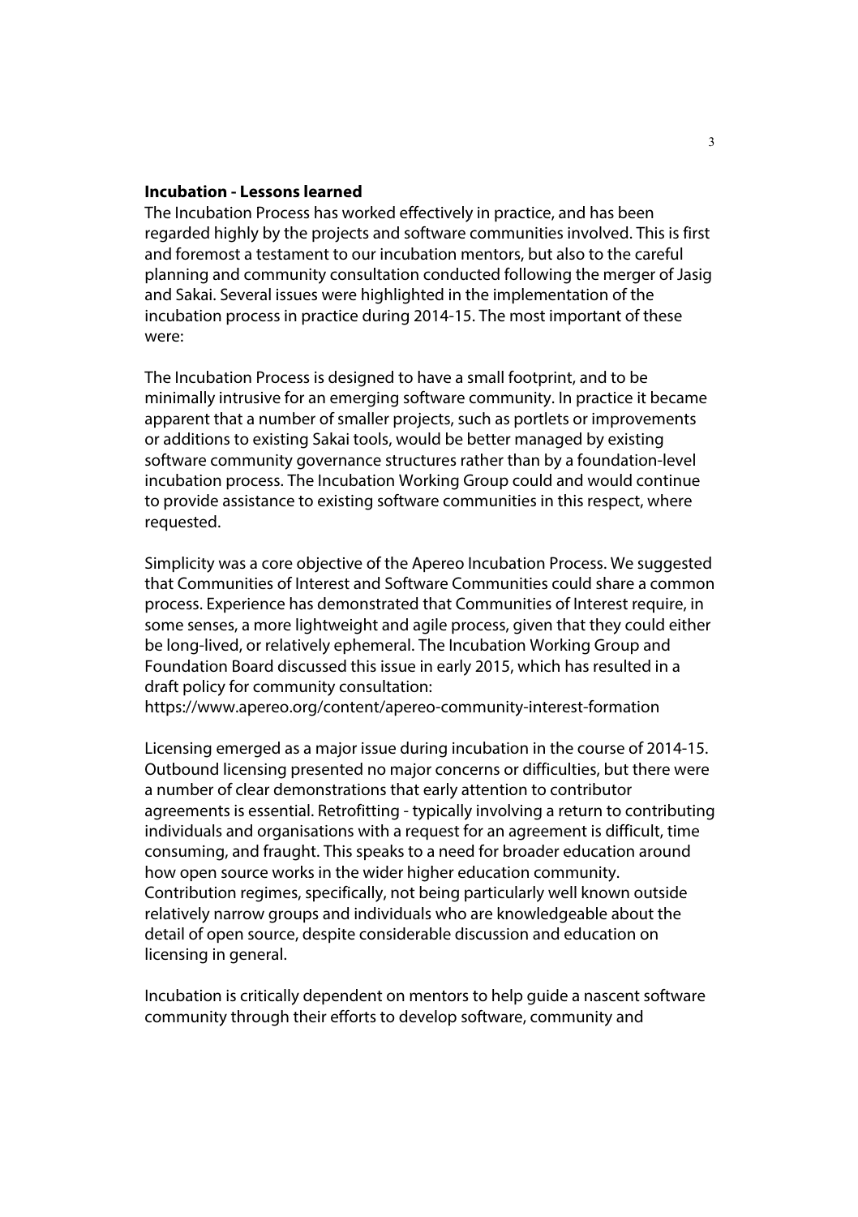**Incubation - Lessons learned**

The Incubation Process has worked effectively in practice, and has been regarded highly by the projects and software communities involved. This is first and foremost a testament to our incubation mentors, but also to the careful planning and community consultation conducted following the merger of Jasig and Sakai. Several issues were highlighted in the implementation of the incubation process in practice during 2014-15. The most important of these were:

The Incubation Process is designed to have a small footprint, and to be minimally intrusive for an emerging software community. In practice it became apparent that a number of smaller projects, such as portlets or improvements or additions to existing Sakai tools, would be better managed by existing software community governance structures rather than by a foundation-level incubation process. The Incubation Working Group could and would continue to provide assistance to existing software communities in this respect, where requested.

Simplicity was a core objective of the Apereo Incubation Process. We suggested that Communities of Interest and Software Communities could share a common process. Experience has demonstrated that Communities of Interest require, in some senses, a more lightweight and agile process, given that they could either be long-lived, or relatively ephemeral. The Incubation Working Group and Foundation Board discussed this issue in early 2015, which has resulted in a draft policy for community consultation:
https://www.apereo.org/content/apereo-community-interest-formation

Licensing emerged as a major issue during incubation in the course of 2014-15. Outbound licensing presented no major concerns or difficulties, but there were a number of clear demonstrations that early attention to contributor agreements is essential. Retrofitting - typically involving a return to contributing individuals and organisations with a request for an agreement is difficult, time consuming, and fraught. This speaks to a need for broader education around how open source works in the wider higher education community. Contribution regimes, specifically, not being particularly well known outside relatively narrow groups and individuals who are knowledgeable about the detail of open source, despite considerable discussion and education on licensing in general.

Incubation is critically dependent on mentors to help guide a nascent software community through their efforts to develop software, community and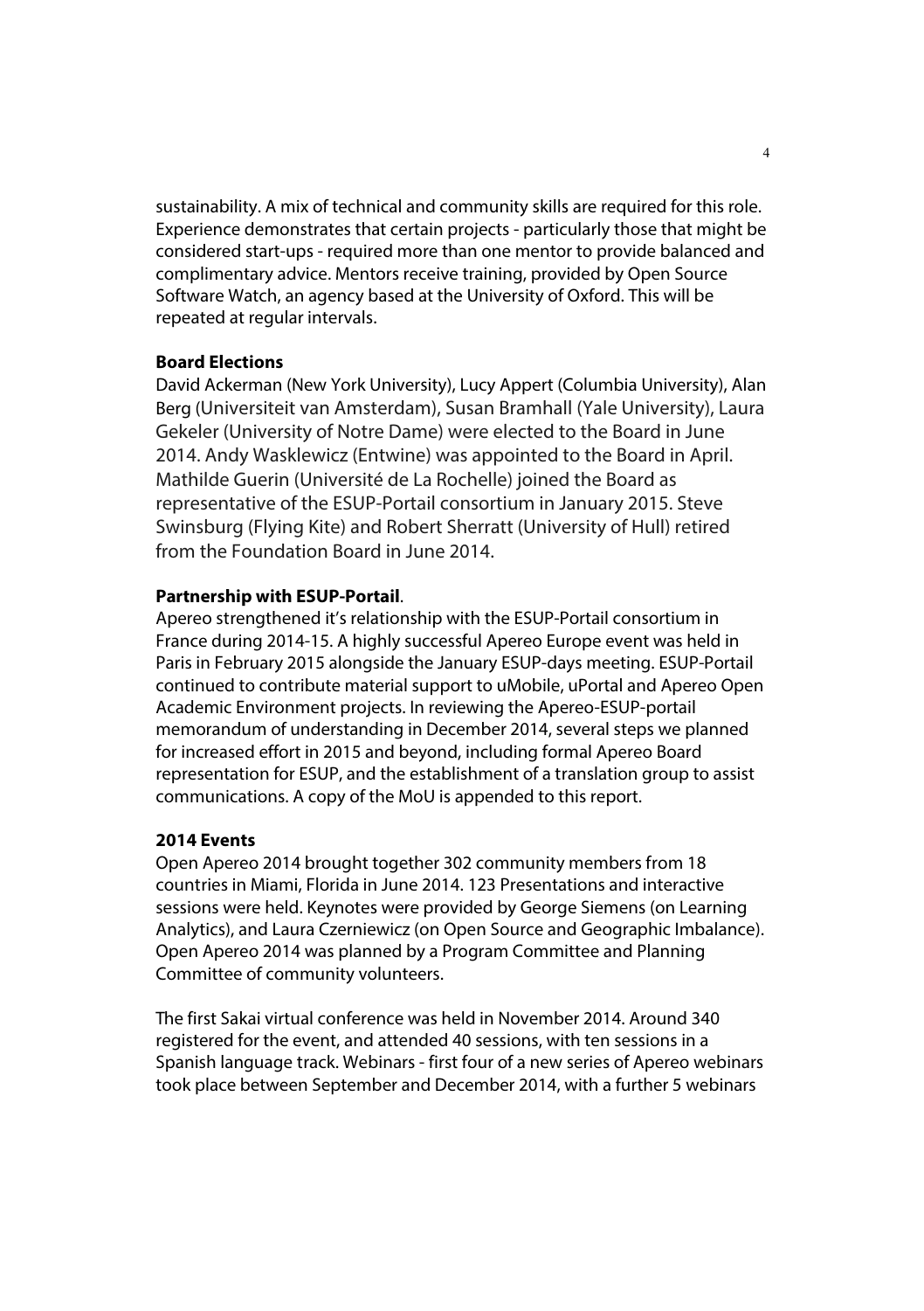sustainability. A mix of technical and community skills are required for this role. Experience demonstrates that certain projects - particularly those that might be considered start-ups - required more than one mentor to provide balanced and complimentary advice. Mentors receive training, provided by Open Source Software Watch, an agency based at the University of Oxford. This will be repeated at regular intervals.

**Board Elections**

David Ackerman (New York University), Lucy Appert (Columbia University), Alan Berg (Universiteit van Amsterdam), Susan Bramhall (Yale University), Laura Gekeler (University of Notre Dame) were elected to the Board in June 2014. Andy Wasklewicz (Entwine) was appointed to the Board in April. Mathilde Guerin (Université de La Rochelle) joined the Board as representative of the ESUP-Portail consortium in January 2015. Steve Swinsburg (Flying Kite) and Robert Sherratt (University of Hull) retired from the Foundation Board in June 2014.

**Partnership with ESUP-Portail**.

Apereo strengthened it's relationship with the ESUP-Portail consortium in France during 2014-15. A highly successful Apereo Europe event was held in Paris in February 2015 alongside the January ESUP-days meeting. ESUP-Portail continued to contribute material support to uMobile, uPortal and Apereo Open Academic Environment projects. In reviewing the Apereo-ESUP-portail memorandum of understanding in December 2014, several steps we planned for increased effort in 2015 and beyond, including formal Apereo Board representation for ESUP, and the establishment of a translation group to assist communications. A copy of the MoU is appended to this report.

**2014 Events**

Open Apereo 2014 brought together 302 community members from 18 countries in Miami, Florida in June 2014. 123 Presentations and interactive sessions were held. Keynotes were provided by George Siemens (on Learning Analytics), and Laura Czerniewicz (on Open Source and Geographic Imbalance). Open Apereo 2014 was planned by a Program Committee and Planning Committee of community volunteers.

The first Sakai virtual conference was held in November 2014. Around 340 registered for the event, and attended 40 sessions, with ten sessions in a Spanish language track. Webinars - first four of a new series of Apereo webinars took place between September and December 2014, with a further 5 webinars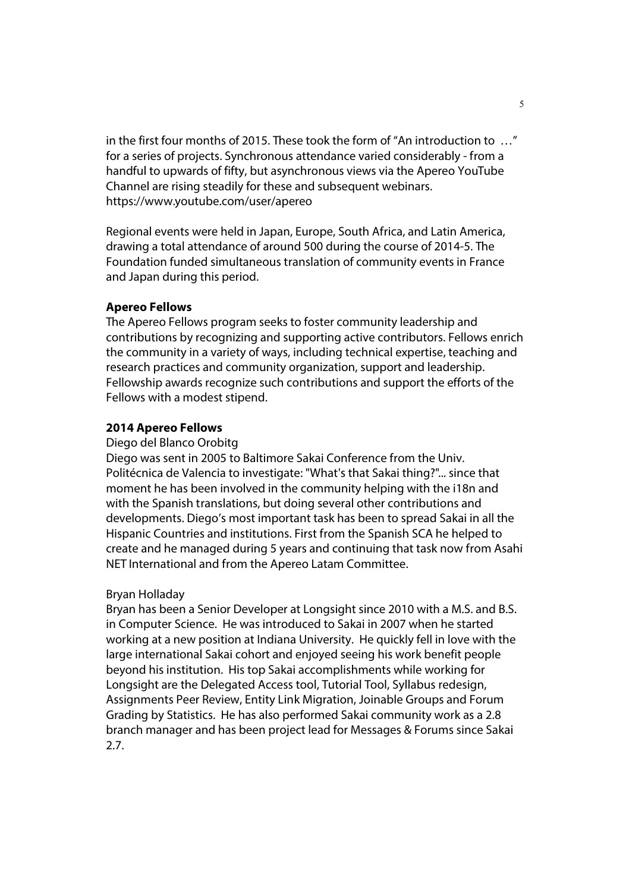in the first four months of 2015. These took the form of “An introduction to …” for a series of projects. Synchronous attendance varied considerably - from a handful to upwards of fifty, but asynchronous views via the Apereo YouTube Channel are rising steadily for these and subsequent webinars. https://www.youtube.com/user/apereo

Regional events were held in Japan, Europe, South Africa, and Latin America, drawing a total attendance of around 500 during the course of 2014-5. The Foundation funded simultaneous translation of community events in France and Japan during this period.

**Apereo Fellows**

The Apereo Fellows program seeks to foster community leadership and contributions by recognizing and supporting active contributors. Fellows enrich the community in a variety of ways, including technical expertise, teaching and research practices and community organization, support and leadership. Fellowship awards recognize such contributions and support the efforts of the Fellows with a modest stipend.

**2014 Apereo Fellows**

Diego del Blanco Orobitg

Diego was sent in 2005 to Baltimore Sakai Conference from the Univ. Politécnica de Valencia to investigate: "What's that Sakai thing?"... since that moment he has been involved in the community helping with the i18n and with the Spanish translations, but doing several other contributions and developments. Diego’s most important task has been to spread Sakai in all the Hispanic Countries and institutions. First from the Spanish SCA he helped to create and he managed during 5 years and continuing that task now from Asahi NET International and from the Apereo Latam Committee.

Bryan Holladay

Bryan has been a Senior Developer at Longsight since 2010 with a M.S. and B.S. in Computer Science. He was introduced to Sakai in 2007 when he started working at a new position at Indiana University. He quickly fell in love with the large international Sakai cohort and enjoyed seeing his work benefit people beyond his institution. His top Sakai accomplishments while working for Longsight are the Delegated Access tool, Tutorial Tool, Syllabus redesign, Assignments Peer Review, Entity Link Migration, Joinable Groups and Forum Grading by Statistics. He has also performed Sakai community work as a 2.8 branch manager and has been project lead for Messages & Forums since Sakai 2.7.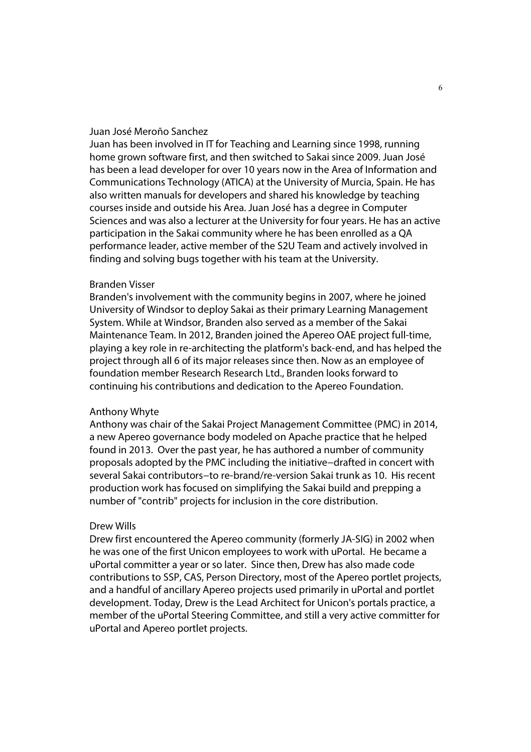Juan José Meroño Sanchez

Juan has been involved in IT for Teaching and Learning since 1998, running home grown software first, and then switched to Sakai since 2009. Juan José has been a lead developer for over 10 years now in the Area of Information and Communications Technology (ATICA) at the University of Murcia, Spain. He has also written manuals for developers and shared his knowledge by teaching courses inside and outside his Area. Juan José has a degree in Computer Sciences and was also a lecturer at the University for four years. He has an active participation in the Sakai community where he has been enrolled as a QA performance leader, active member of the S2U Team and actively involved in finding and solving bugs together with his team at the University.

Branden Visser

Branden's involvement with the community begins in 2007, where he joined University of Windsor to deploy Sakai as their primary Learning Management System. While at Windsor, Branden also served as a member of the Sakai Maintenance Team. In 2012, Branden joined the Apereo OAE project full-time, playing a key role in re-architecting the platform's back-end, and has helped the project through all 6 of its major releases since then. Now as an employee of foundation member Research Research Ltd., Branden looks forward to continuing his contributions and dedication to the Apereo Foundation.

Anthony Whyte

Anthony was chair of the Sakai Project Management Committee (PMC) in 2014, a new Apereo governance body modeled on Apache practice that he helped found in 2013. Over the past year, he has authored a number of community proposals adopted by the PMC including the initiative–drafted in concert with several Sakai contributors–to re-brand/re-version Sakai trunk as 10. His recent production work has focused on simplifying the Sakai build and prepping a number of "contrib" projects for inclusion in the core distribution.

Drew Wills

Drew first encountered the Apereo community (formerly JA-SIG) in 2002 when he was one of the first Unicon employees to work with uPortal. He became a uPortal committer a year or so later. Since then, Drew has also made code contributions to SSP, CAS, Person Directory, most of the Apereo portlet projects, and a handful of ancillary Apereo projects used primarily in uPortal and portlet development. Today, Drew is the Lead Architect for Unicon's portals practice, a member of the uPortal Steering Committee, and still a very active committer for uPortal and Apereo portlet projects.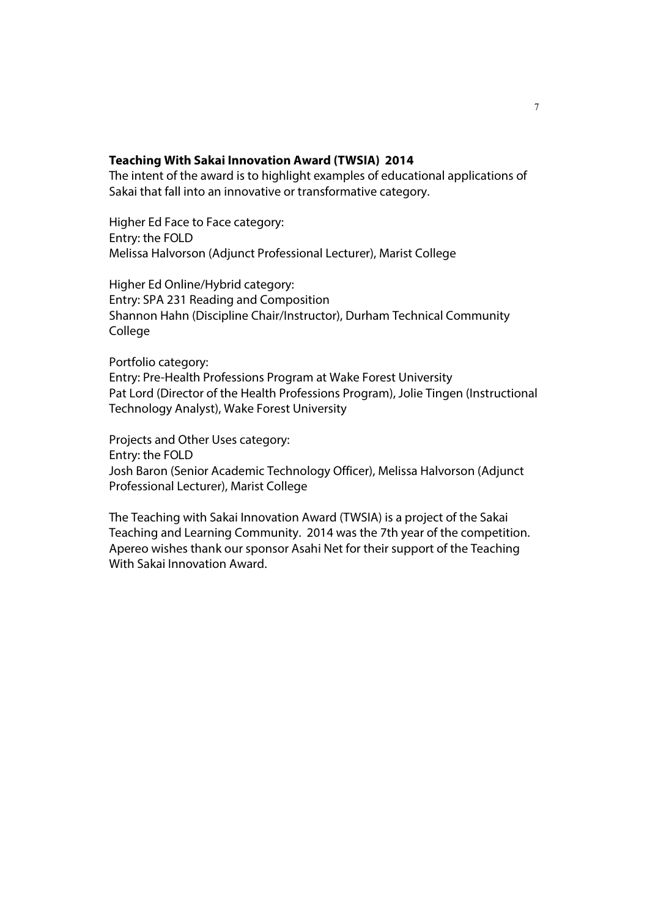**Teaching With Sakai Innovation Award (TWSIA) 2014**
The intent of the award is to highlight examples of educational applications of Sakai that fall into an innovative or transformative category.

Higher Ed Face to Face category:
Entry: the FOLD
Melissa Halvorson (Adjunct Professional Lecturer), Marist College

Higher Ed Online/Hybrid category:
Entry: SPA 231 Reading and Composition
Shannon Hahn (Discipline Chair/Instructor), Durham Technical Community College

Portfolio category:
Entry: Pre-Health Professions Program at Wake Forest University
Pat Lord (Director of the Health Professions Program), Jolie Tingen (Instructional Technology Analyst), Wake Forest University

Projects and Other Uses category:
Entry: the FOLD
Josh Baron (Senior Academic Technology Officer), Melissa Halvorson (Adjunct Professional Lecturer), Marist College

The Teaching with Sakai Innovation Award (TWSIA) is a project of the Sakai Teaching and Learning Community. 2014 was the 7th year of the competition. Apereo wishes thank our sponsor Asahi Net for their support of the Teaching With Sakai Innovation Award.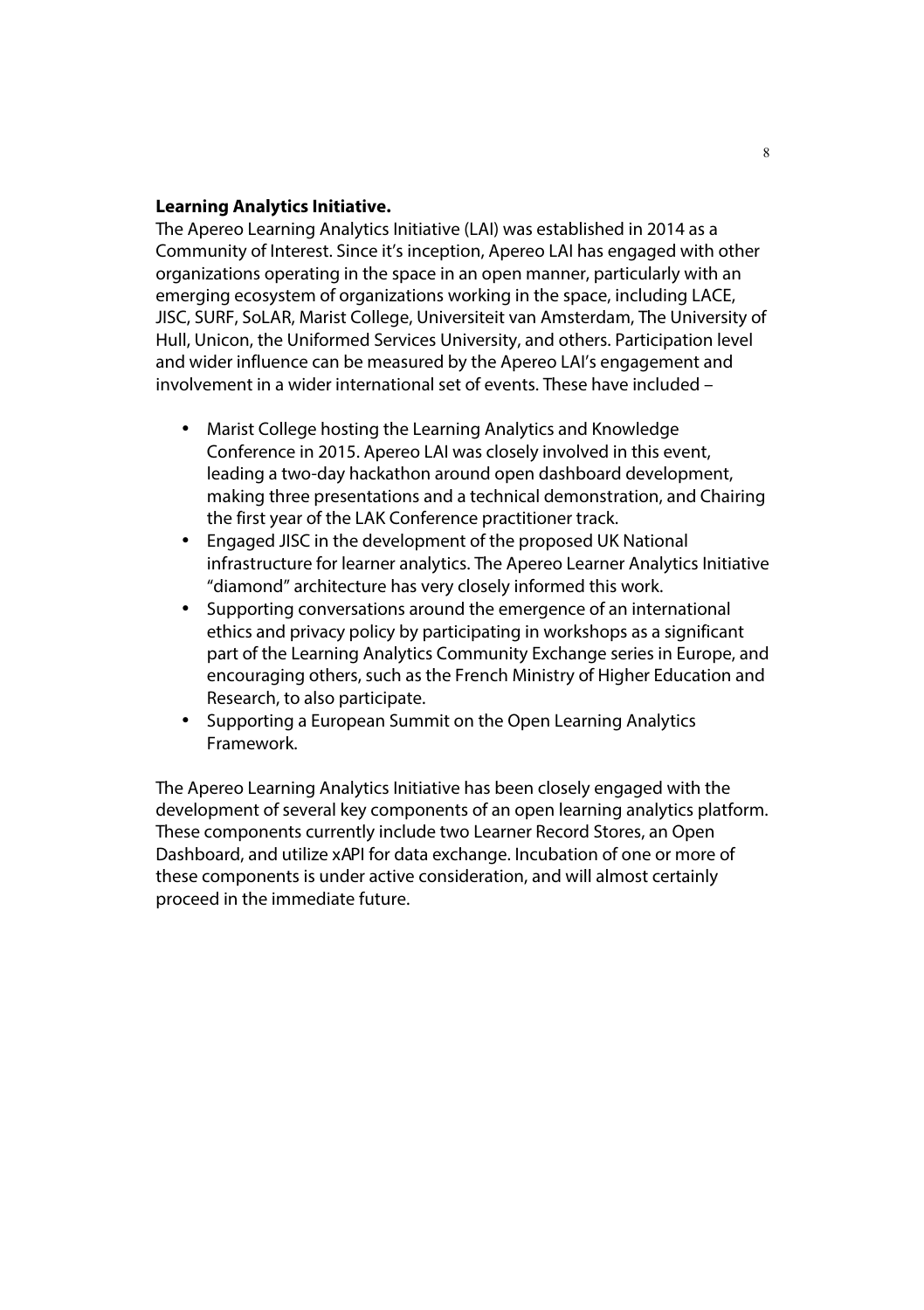**Learning Analytics Initiative.**

The Apereo Learning Analytics Initiative (LAI) was established in 2014 as a Community of Interest. Since it's inception, Apereo LAI has engaged with other organizations operating in the space in an open manner, particularly with an emerging ecosystem of organizations working in the space, including LACE, JISC, SURF, SoLAR, Marist College, Universiteit van Amsterdam, The University of Hull, Unicon, the Uniformed Services University, and others. Participation level and wider influence can be measured by the Apereo LAI's engagement and involvement in a wider international set of events. These have included –

- Marist College hosting the Learning Analytics and Knowledge Conference in 2015. Apereo LAI was closely involved in this event, leading a two-day hackathon around open dashboard development, making three presentations and a technical demonstration, and Chairing the first year of the LAK Conference practitioner track.
- Engaged JISC in the development of the proposed UK National infrastructure for learner analytics. The Apereo Learner Analytics Initiative "diamond" architecture has very closely informed this work.
- Supporting conversations around the emergence of an international ethics and privacy policy by participating in workshops as a significant part of the Learning Analytics Community Exchange series in Europe, and encouraging others, such as the French Ministry of Higher Education and Research, to also participate.
- Supporting a European Summit on the Open Learning Analytics Framework.

The Apereo Learning Analytics Initiative has been closely engaged with the development of several key components of an open learning analytics platform. These components currently include two Learner Record Stores, an Open Dashboard, and utilize xAPI for data exchange. Incubation of one or more of these components is under active consideration, and will almost certainly proceed in the immediate future.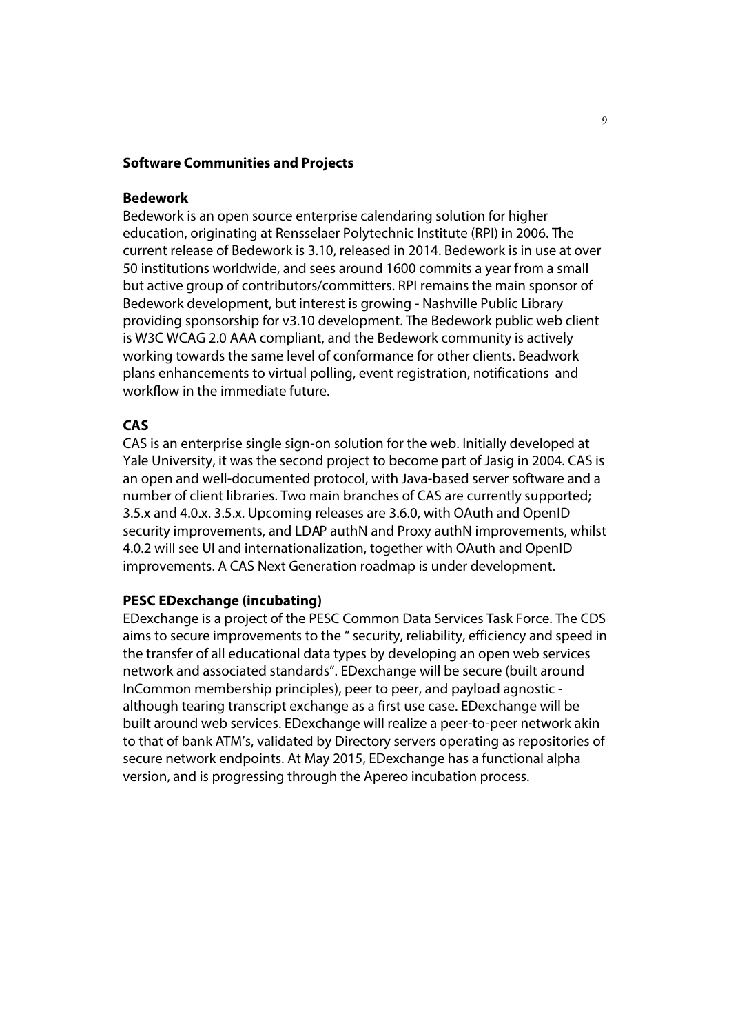## Software Communities and Projects

### Bedework

Bedework is an open source enterprise calendaring solution for higher education, originating at Rensselaer Polytechnic Institute (RPI) in 2006. The current release of Bedework is 3.10, released in 2014. Bedework is in use at over 50 institutions worldwide, and sees around 1600 commits a year from a small but active group of contributors/committers. RPI remains the main sponsor of Bedework development, but interest is growing - Nashville Public Library providing sponsorship for v3.10 development. The Bedework public web client is W3C WCAG 2.0 AAA compliant, and the Bedework community is actively working towards the same level of conformance for other clients. Beadwork plans enhancements to virtual polling, event registration, notifications and workflow in the immediate future.

### CAS

CAS is an enterprise single sign-on solution for the web. Initially developed at Yale University, it was the second project to become part of Jasig in 2004. CAS is an open and well-documented protocol, with Java-based server software and a number of client libraries. Two main branches of CAS are currently supported; 3.5.x and 4.0.x. 3.5.x. Upcoming releases are 3.6.0, with OAuth and OpenID security improvements, and LDAP authN and Proxy authN improvements, whilst 4.0.2 will see UI and internationalization, together with OAuth and OpenID improvements. A CAS Next Generation roadmap is under development.

### PESC EDexchange (incubating)

EDexchange is a project of the PESC Common Data Services Task Force. The CDS aims to secure improvements to the " security, reliability, efficiency and speed in the transfer of all educational data types by developing an open web services network and associated standards". EDexchange will be secure (built around InCommon membership principles), peer to peer, and payload agnostic - although tearing transcript exchange as a first use case. EDexchange will be built around web services. EDexchange will realize a peer-to-peer network akin to that of bank ATM's, validated by Directory servers operating as repositories of secure network endpoints. At May 2015, EDexchange has a functional alpha version, and is progressing through the Apereo incubation process.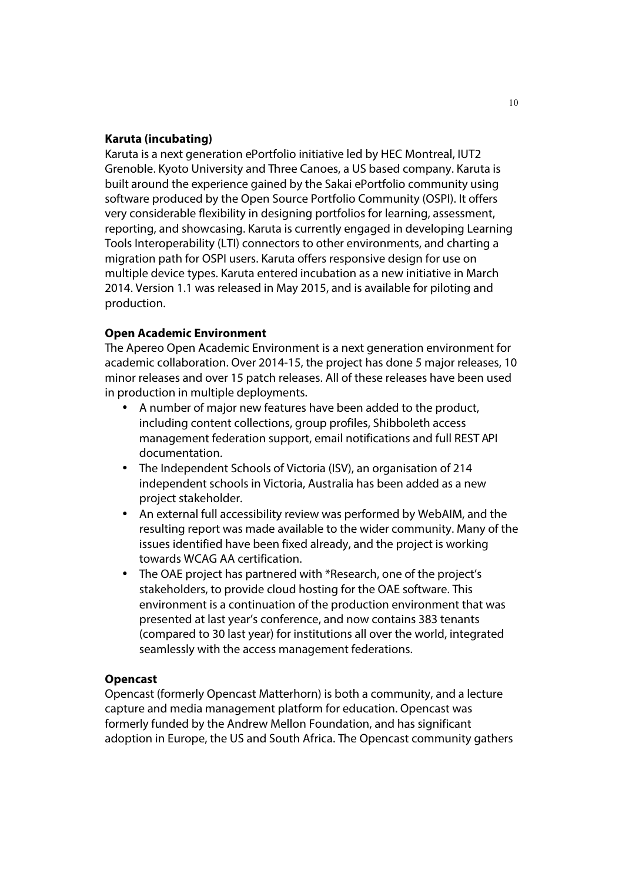**Karuta (incubating)**

Karuta is a next generation ePortfolio initiative led by HEC Montreal, IUT2 Grenoble. Kyoto University and Three Canoes, a US based company. Karuta is built around the experience gained by the Sakai ePortfolio community using software produced by the Open Source Portfolio Community (OSPI). It offers very considerable flexibility in designing portfolios for learning, assessment, reporting, and showcasing. Karuta is currently engaged in developing Learning Tools Interoperability (LTI) connectors to other environments, and charting a migration path for OSPI users. Karuta offers responsive design for use on multiple device types. Karuta entered incubation as a new initiative in March 2014. Version 1.1 was released in May 2015, and is available for piloting and production.

**Open Academic Environment**

The Apereo Open Academic Environment is a next generation environment for academic collaboration. Over 2014-15, the project has done 5 major releases, 10 minor releases and over 15 patch releases. All of these releases have been used in production in multiple deployments.

- A number of major new features have been added to the product, including content collections, group profiles, Shibboleth access management federation support, email notifications and full REST API documentation.
- The Independent Schools of Victoria (ISV), an organisation of 214 independent schools in Victoria, Australia has been added as a new project stakeholder.
- An external full accessibility review was performed by WebAIM, and the resulting report was made available to the wider community. Many of the issues identified have been fixed already, and the project is working towards WCAG AA certification.
- The OAE project has partnered with *Research, one of the project's stakeholders, to provide cloud hosting for the OAE software. This environment is a continuation of the production environment that was presented at last year's conference, and now contains 383 tenants (compared to 30 last year) for institutions all over the world, integrated seamlessly with the access management federations.

**Opencast**

Opencast (formerly Opencast Matterhorn) is both a community, and a lecture capture and media management platform for education. Opencast was formerly funded by the Andrew Mellon Foundation, and has significant adoption in Europe, the US and South Africa. The Opencast community gathers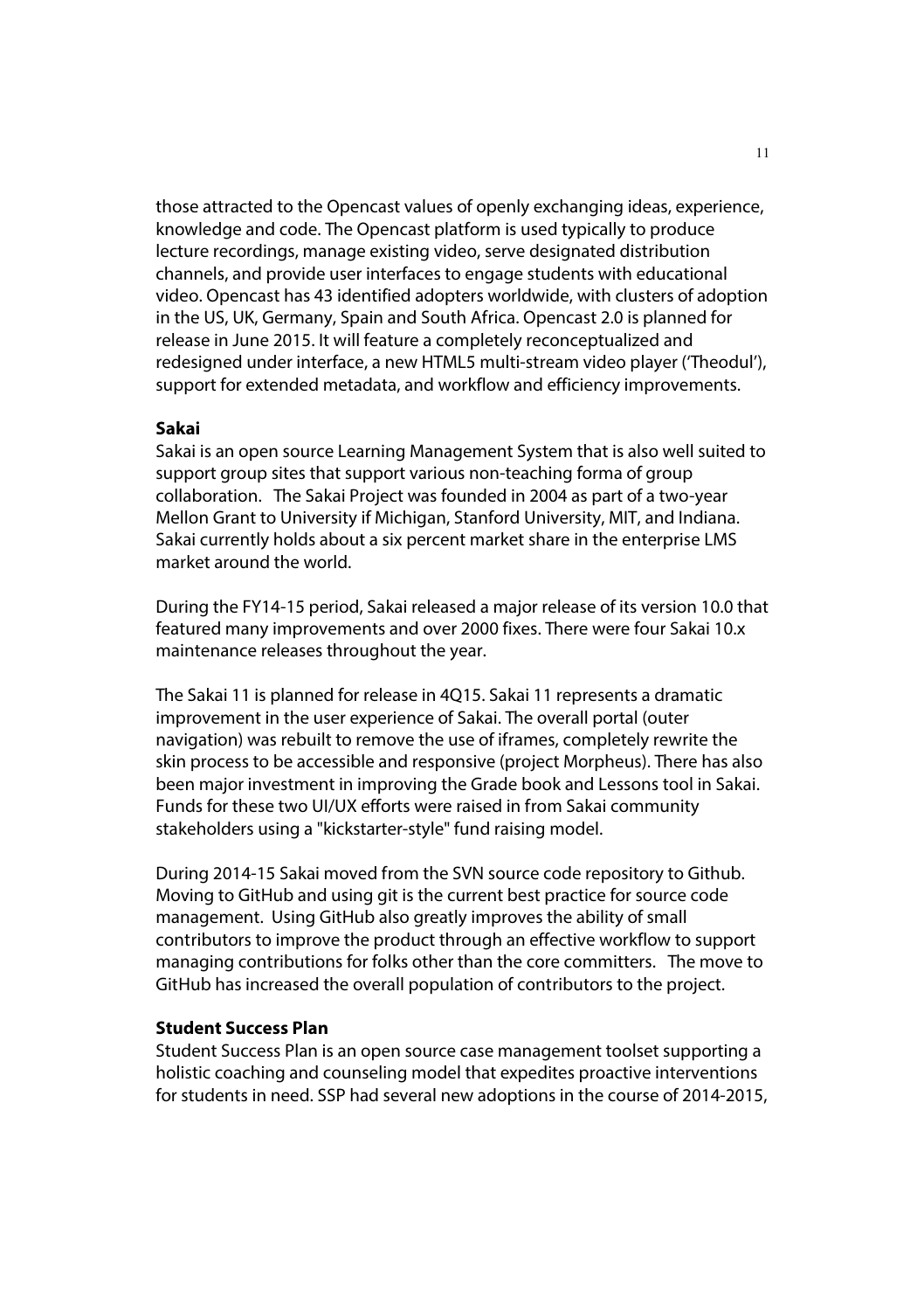those attracted to the Opencast values of openly exchanging ideas, experience, knowledge and code. The Opencast platform is used typically to produce lecture recordings, manage existing video, serve designated distribution channels, and provide user interfaces to engage students with educational video. Opencast has 43 identified adopters worldwide, with clusters of adoption in the US, UK, Germany, Spain and South Africa. Opencast 2.0 is planned for release in June 2015. It will feature a completely reconceptualized and redesigned under interface, a new HTML5 multi-stream video player ('Theodul'), support for extended metadata, and workflow and efficiency improvements.

**Sakai**

Sakai is an open source Learning Management System that is also well suited to support group sites that support various non-teaching forma of group collaboration. The Sakai Project was founded in 2004 as part of a two-year Mellon Grant to University if Michigan, Stanford University, MIT, and Indiana. Sakai currently holds about a six percent market share in the enterprise LMS market around the world.

During the FY14-15 period, Sakai released a major release of its version 10.0 that featured many improvements and over 2000 fixes. There were four Sakai 10.x maintenance releases throughout the year.

The Sakai 11 is planned for release in 4Q15. Sakai 11 represents a dramatic improvement in the user experience of Sakai. The overall portal (outer navigation) was rebuilt to remove the use of iframes, completely rewrite the skin process to be accessible and responsive (project Morpheus). There has also been major investment in improving the Grade book and Lessons tool in Sakai. Funds for these two UI/UX efforts were raised in from Sakai community stakeholders using a "kickstarter-style" fund raising model.

During 2014-15 Sakai moved from the SVN source code repository to Github. Moving to GitHub and using git is the current best practice for source code management. Using GitHub also greatly improves the ability of small contributors to improve the product through an effective workflow to support managing contributions for folks other than the core committers. The move to GitHub has increased the overall population of contributors to the project.

**Student Success Plan**

Student Success Plan is an open source case management toolset supporting a holistic coaching and counseling model that expedites proactive interventions for students in need. SSP had several new adoptions in the course of 2014-2015,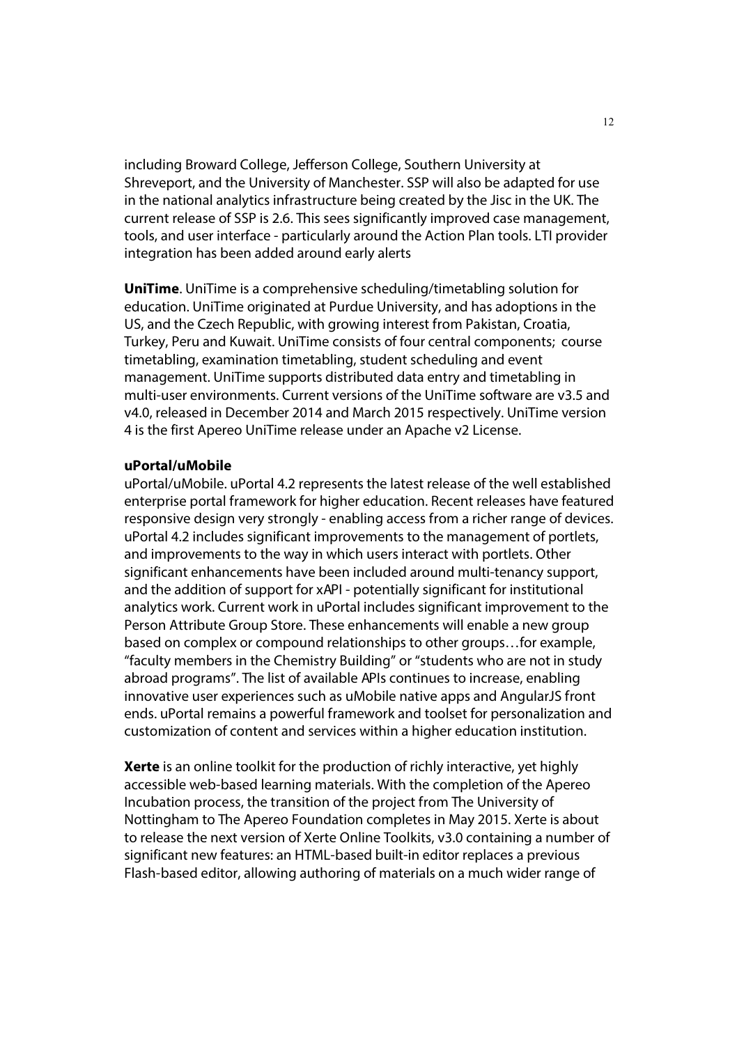including Broward College, Jefferson College, Southern University at Shreveport, and the University of Manchester. SSP will also be adapted for use in the national analytics infrastructure being created by the Jisc in the UK. The current release of SSP is 2.6. This sees significantly improved case management, tools, and user interface - particularly around the Action Plan tools. LTI provider integration has been added around early alerts

**UniTime**. UniTime is a comprehensive scheduling/timetabling solution for education. UniTime originated at Purdue University, and has adoptions in the US, and the Czech Republic, with growing interest from Pakistan, Croatia, Turkey, Peru and Kuwait. UniTime consists of four central components; course timetabling, examination timetabling, student scheduling and event management. UniTime supports distributed data entry and timetabling in multi-user environments. Current versions of the UniTime software are v3.5 and v4.0, released in December 2014 and March 2015 respectively. UniTime version 4 is the first Apereo UniTime release under an Apache v2 License.

**uPortal/uMobile**

uPortal/uMobile. uPortal 4.2 represents the latest release of the well established enterprise portal framework for higher education. Recent releases have featured responsive design very strongly - enabling access from a richer range of devices. uPortal 4.2 includes significant improvements to the management of portlets, and improvements to the way in which users interact with portlets. Other significant enhancements have been included around multi-tenancy support, and the addition of support for xAPI - potentially significant for institutional analytics work. Current work in uPortal includes significant improvement to the Person Attribute Group Store. These enhancements will enable a new group based on complex or compound relationships to other groups…for example, "faculty members in the Chemistry Building" or "students who are not in study abroad programs". The list of available APIs continues to increase, enabling innovative user experiences such as uMobile native apps and AngularJS front ends. uPortal remains a powerful framework and toolset for personalization and customization of content and services within a higher education institution.

**Xerte** is an online toolkit for the production of richly interactive, yet highly accessible web-based learning materials. With the completion of the Apereo Incubation process, the transition of the project from The University of Nottingham to The Apereo Foundation completes in May 2015. Xerte is about to release the next version of Xerte Online Toolkits, v3.0 containing a number of significant new features: an HTML-based built-in editor replaces a previous Flash-based editor, allowing authoring of materials on a much wider range of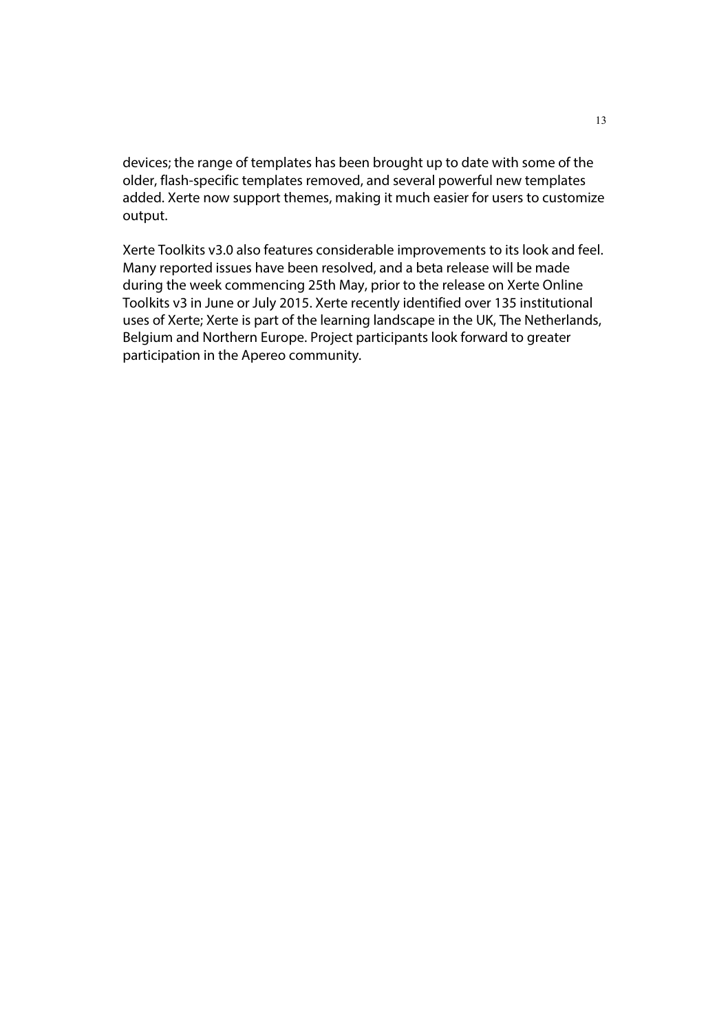devices; the range of templates has been brought up to date with some of the older, flash-specific templates removed, and several powerful new templates added. Xerte now support themes, making it much easier for users to customize output.

Xerte Toolkits v3.0 also features considerable improvements to its look and feel. Many reported issues have been resolved, and a beta release will be made during the week commencing 25th May, prior to the release on Xerte Online Toolkits v3 in June or July 2015. Xerte recently identified over 135 institutional uses of Xerte; Xerte is part of the learning landscape in the UK, The Netherlands, Belgium and Northern Europe. Project participants look forward to greater participation in the Apereo community.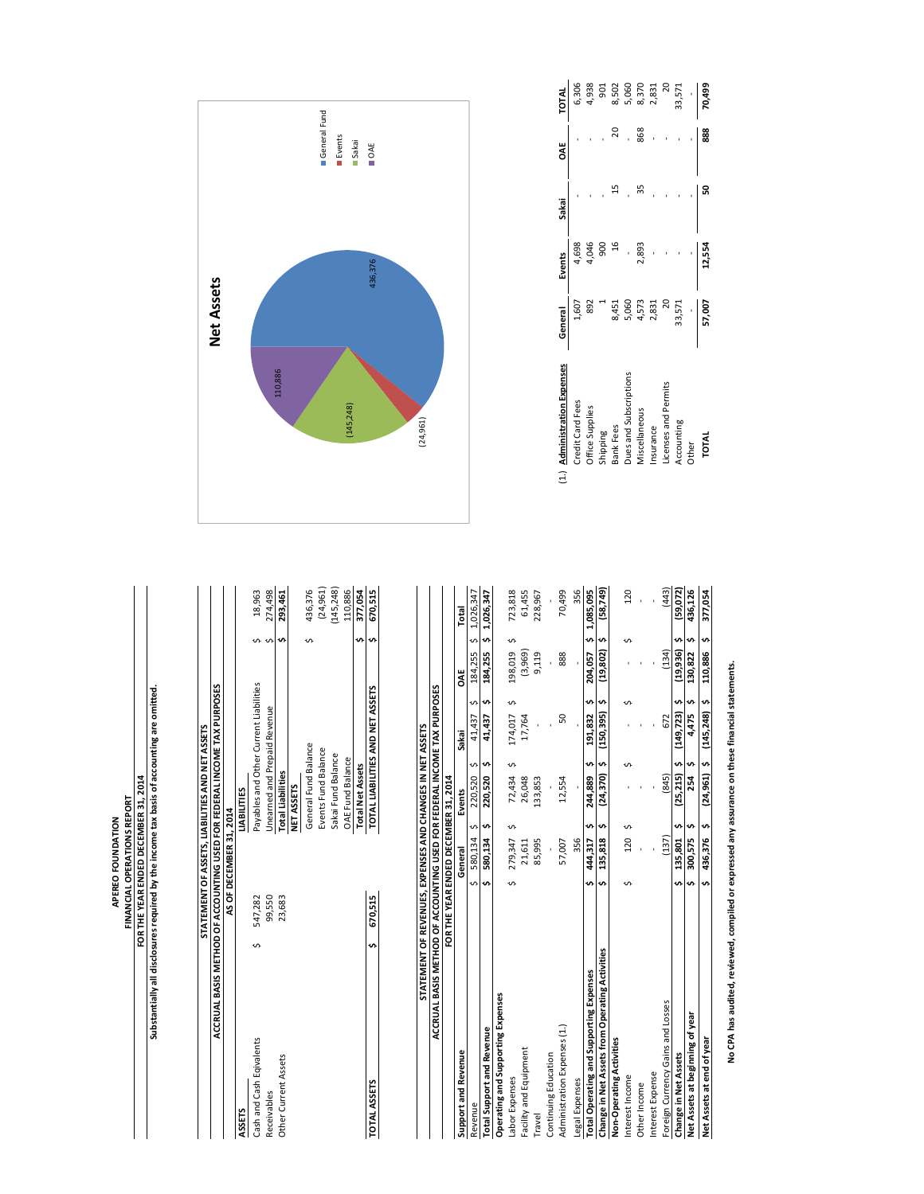# APEREO FOUNDATION

## FINANCIAL OPERATIONS REPORT

### FOR THE YEAR ENDED DECEMBER 31, 2014

**Substantially all disclosures required by the income tax basis of accounting are omitted.**

## STATEMENT OF ASSETS, LIABILITIES AND NET ASSETS

### ACCRUAL BASIS METHOD OF ACCOUNTING USED FOR FEDERAL INCOME TAX PURPOSES

### AS OF DECEMBER 31, 2014

| ASSETS | | LIABILITIES | |
|---|---|---|---|
| Cash and Cash Eqivalents | $ 547,282 | Payables and Other Current Liabilities | $ 18,963 |
| Receivables | 99,550 | Unearned and Prepaid Revenue | $ 274,498 |
| Other Current Assets | 23,683 | **Total Liabilities** | **$ 293,461** |
| | | **NET ASSETS** | |
| | | General Fund Balance | $ 436,376 |
| | | Events Fund Balance | (24,961) |
| | | Sakai Fund Balance | (145,248) |
| | | OAE Fund Balance | 110,886 |
| | | **Total Net Assets** | **$ 377,054** |
| **TOTAL ASSETS** | **$ 670,515** | **TOTAL LIABILITIES AND NET ASSETS** | **$ 670,515** |

## STATEMENT OF REVENUES, EXPENSES AND CHANGES IN NET ASSETS

### ACCRUAL BASIS METHOD OF ACCOUNTING USED FOR FEDERAL INCOME TAX PURPOSES

### FOR THE YEAR ENDED DECEMBER 31, 2014

| | General | Events | Sakai | OAE | Total |
|---|---|---|---|---|---|
| **Support and Revenue** | | | | | |
| Revenue | $ 580,134 | $ 220,520 | $ 41,437 | $ 184,255 | $ 1,026,347 |
| **Total Support and Revenue** | **$ 580,134** | **$ 220,520** | **$ 41,437** | **$ 184,255** | **$ 1,026,347** |
| **Operating and Supporting Expenses** | | | | | |
| Labor Expenses | $ 279,347 | $ 72,434 | $ 174,017 | $ 198,019 | $ 723,818 |
| Facility and Equipment | 21,611 | 26,048 | 17,764 | (3,969) | 61,455 |
| Travel | 85,995 | 133,853 | - | 9,119 | 228,967 |
| Continuing Education | - | - | - | - | - |
| Administration Expenses (1.) | 57,007 | 12,554 | 50 | 888 | 70,499 |
| Legal Expenses | 356 | - | - | - | 356 |
| **Total Operating and Supporting Expenses** | **$ 444,317** | **$ 244,889** | **$ 191,832** | **$ 204,057** | **$ 1,085,095** |
| **Change in Net Assets from Operating Activities** | **$ 135,818** | **$ (24,370)** | **$ (150,395)** | **$ (19,802)** | **$ (58,749)** |
| **Non-Operating Activities** | | | | | |
| Interest Income | $ 120 | $ - | $ - | $ - | $ 120 |
| Other Income | - | - | - | - | - |
| Interest Expense | - | - | - | - | - |
| Foreign Currency Gains and Losses | (137) | (845) | 672 | (134) | (443) |
| **Change in Net Assets** | **$ 135,801** | **$ (25,215)** | **$ (149,723)** | **$ (19,936)** | **$ (59,072)** |
| **Net Assets at beginning of year** | **$ 300,575** | **$ 254** | **$ 4,475** | **$ 130,822** | **$ 436,126** |
| **Net Assets at end of year** | **$ 436,376** | **$ (24,961)** | **$ (145,248)** | **$ 110,886** | **$ 377,054** |

**Net Assets**

| Fund | Net Assets |
|---|---|
| General Fund | 436,376 |
| Events | (24,961) |
| Sakai | (145,248) |
| OAE | 110,886 |

(1.)

| **Administration Expenses** | General | Events | Sakai | OAE | TOTAL |
|---|---|---|---|---|---|
| Credit Card Fees | 1,607 | 4,698 | - | - | 6,306 |
| Office Supplies | 892 | 4,046 | - | - | 4,938 |
| Shipping | 1 | 900 | - | - | 901 |
| Bank Fees | 8,451 | 16 | 15 | 20 | 8,502 |
| Dues and Subscriptions | 5,060 | - | - | - | 5,060 |
| Miscellaneous | 4,573 | 2,893 | 35 | 868 | 8,370 |
| Insurance | 2,831 | - | - | - | 2,831 |
| Licenses and Permits | 20 | - | - | - | 20 |
| Accounting | 33,571 | - | - | - | 33,571 |
| Other | - | - | - | - | - |
| **TOTAL** | **57,007** | **12,554** | **50** | **888** | **70,499** |

**No CPA has audited, reviewed, compiled or expressed any assurance on these financial statements.**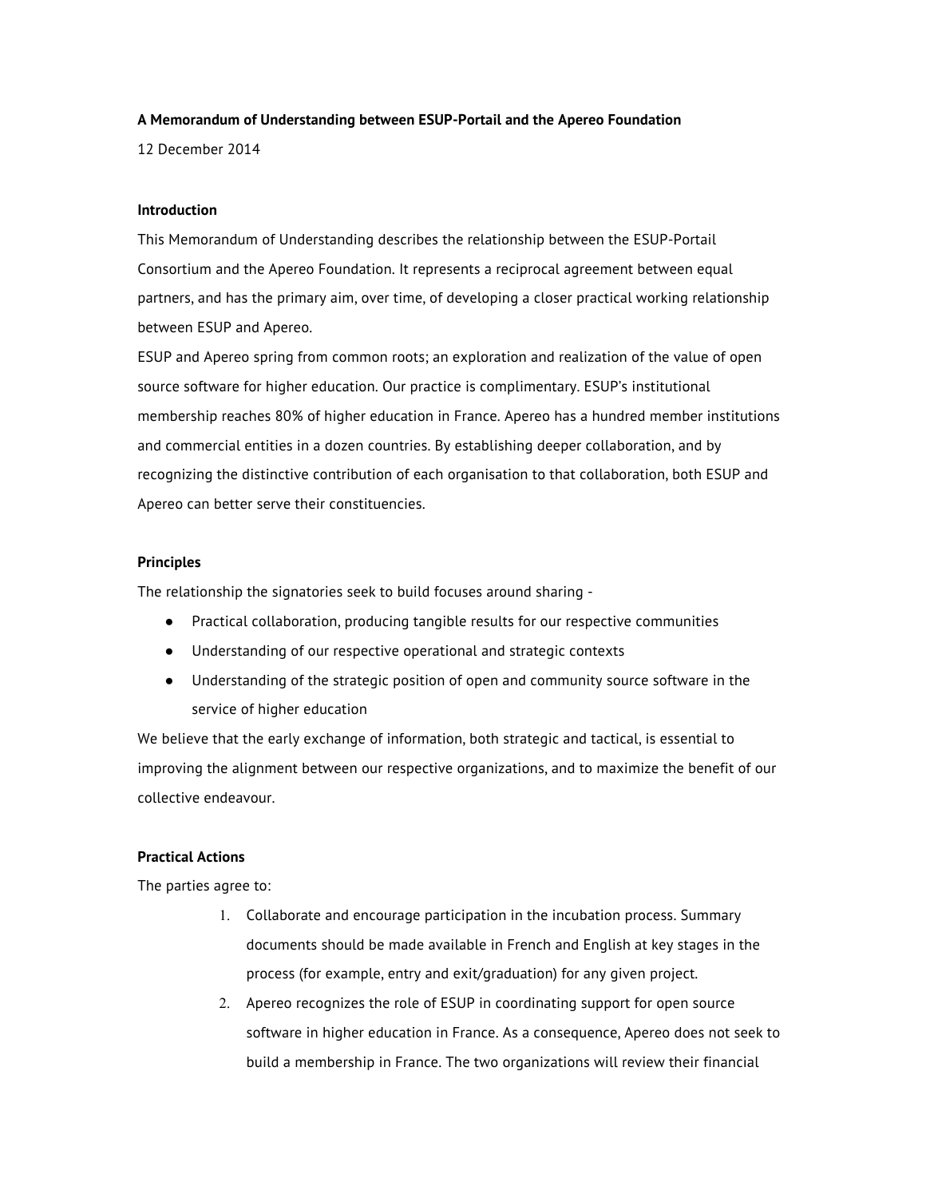**A Memorandum of Understanding between ESUP-Portail and the Apereo Foundation**

12 December 2014

**Introduction**

This Memorandum of Understanding describes the relationship between the ESUP-Portail Consortium and the Apereo Foundation. It represents a reciprocal agreement between equal partners, and has the primary aim, over time, of developing a closer practical working relationship between ESUP and Apereo.

ESUP and Apereo spring from common roots; an exploration and realization of the value of open source software for higher education. Our practice is complimentary. ESUP's institutional membership reaches 80% of higher education in France. Apereo has a hundred member institutions and commercial entities in a dozen countries. By establishing deeper collaboration, and by recognizing the distinctive contribution of each organisation to that collaboration, both ESUP and Apereo can better serve their constituencies.

**Principles**

The relationship the signatories seek to build focuses around sharing -

- Practical collaboration, producing tangible results for our respective communities
- Understanding of our respective operational and strategic contexts
- Understanding of the strategic position of open and community source software in the service of higher education

We believe that the early exchange of information, both strategic and tactical, is essential to improving the alignment between our respective organizations, and to maximize the benefit of our collective endeavour.

**Practical Actions**

The parties agree to:

1. Collaborate and encourage participation in the incubation process. Summary documents should be made available in French and English at key stages in the process (for example, entry and exit/graduation) for any given project.
2. Apereo recognizes the role of ESUP in coordinating support for open source software in higher education in France. As a consequence, Apereo does not seek to build a membership in France. The two organizations will review their financial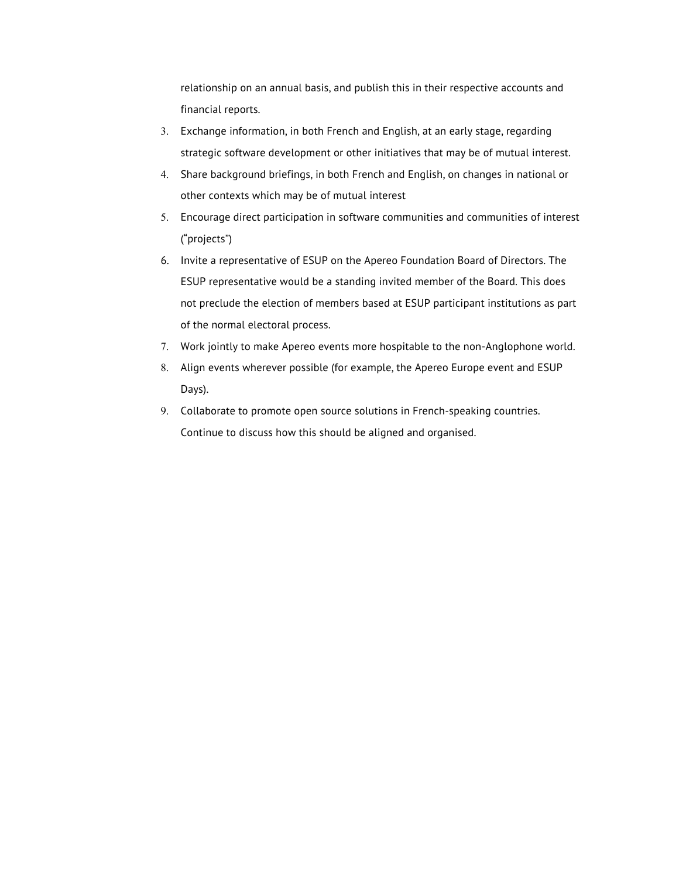relationship on an annual basis, and publish this in their respective accounts and financial reports.

3. Exchange information, in both French and English, at an early stage, regarding strategic software development or other initiatives that may be of mutual interest.
4. Share background briefings, in both French and English, on changes in national or other contexts which may be of mutual interest
5. Encourage direct participation in software communities and communities of interest ("projects")
6. Invite a representative of ESUP on the Apereo Foundation Board of Directors. The ESUP representative would be a standing invited member of the Board. This does not preclude the election of members based at ESUP participant institutions as part of the normal electoral process.
7. Work jointly to make Apereo events more hospitable to the non-Anglophone world.
8. Align events wherever possible (for example, the Apereo Europe event and ESUP Days).
9. Collaborate to promote open source solutions in French-speaking countries. Continue to discuss how this should be aligned and organised.